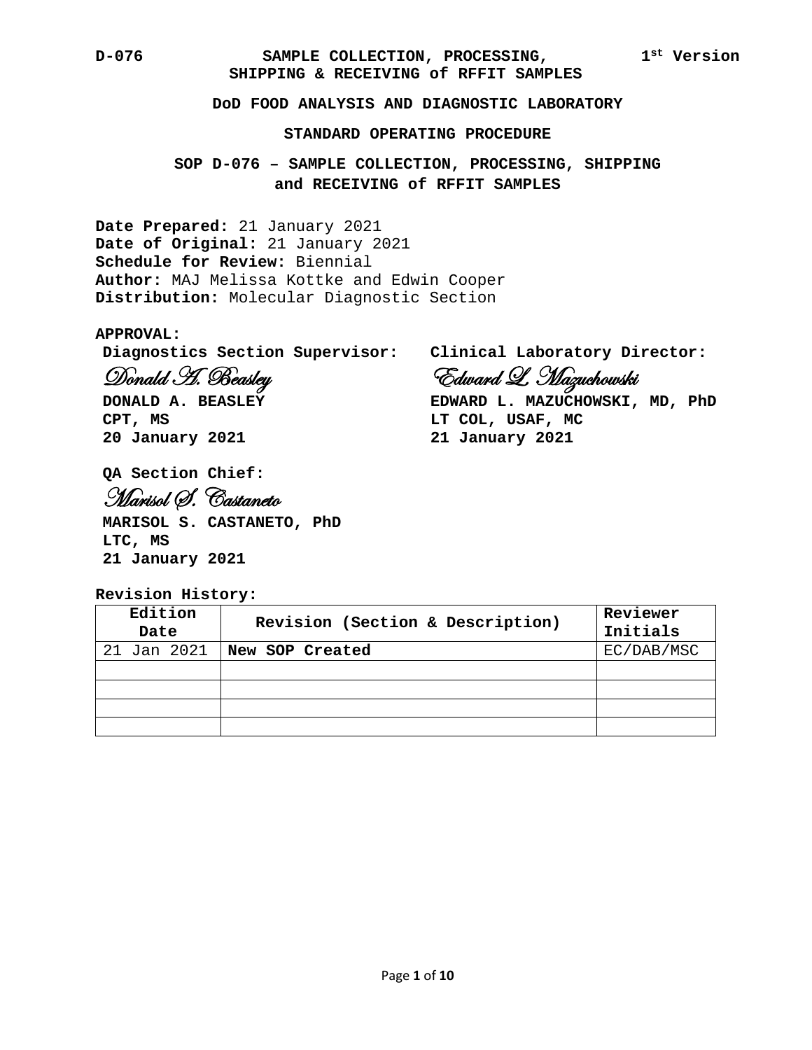**DoD FOOD ANALYSIS AND DIAGNOSTIC LABORATORY**

**STANDARD OPERATING PROCEDURE**

# SOP D-076 – SAMPLE COLLECTION, PROCESSING, SHIPPING and RECEIVING of RFFIT SAMPLES

**Date Prepared:** 21 January 2021
**Date of Original:** 21 January 2021
**Schedule for Review:** Biennial
**Author:** MAJ Melissa Kottke and Edwin Cooper
**Distribution:** Molecular Diagnostic Section

**APPROVAL:**

**Diagnostics Section Supervisor:**

*Donald A. Beasley*

**DONALD A. BEASLEY**
**CPT, MS**
**20 January 2021**

**Clinical Laboratory Director:**

*Edward L. Mazuchowski*

**EDWARD L. MAZUCHOWSKI, MD, PhD**
**LT COL, USAF, MC**
**21 January 2021**

**QA Section Chief:**

*Marisol S. Castaneto*

**MARISOL S. CASTANETO, PhD**
**LTC, MS**
**21 January 2021**

**Revision History:**

| Edition Date | Revision (Section & Description) | Reviewer Initials |
|---|---|---|
| 21 Jan 2021 | **New SOP Created** | EC/DAB/MSC |
| | | |
| | | |
| | | |
| | | |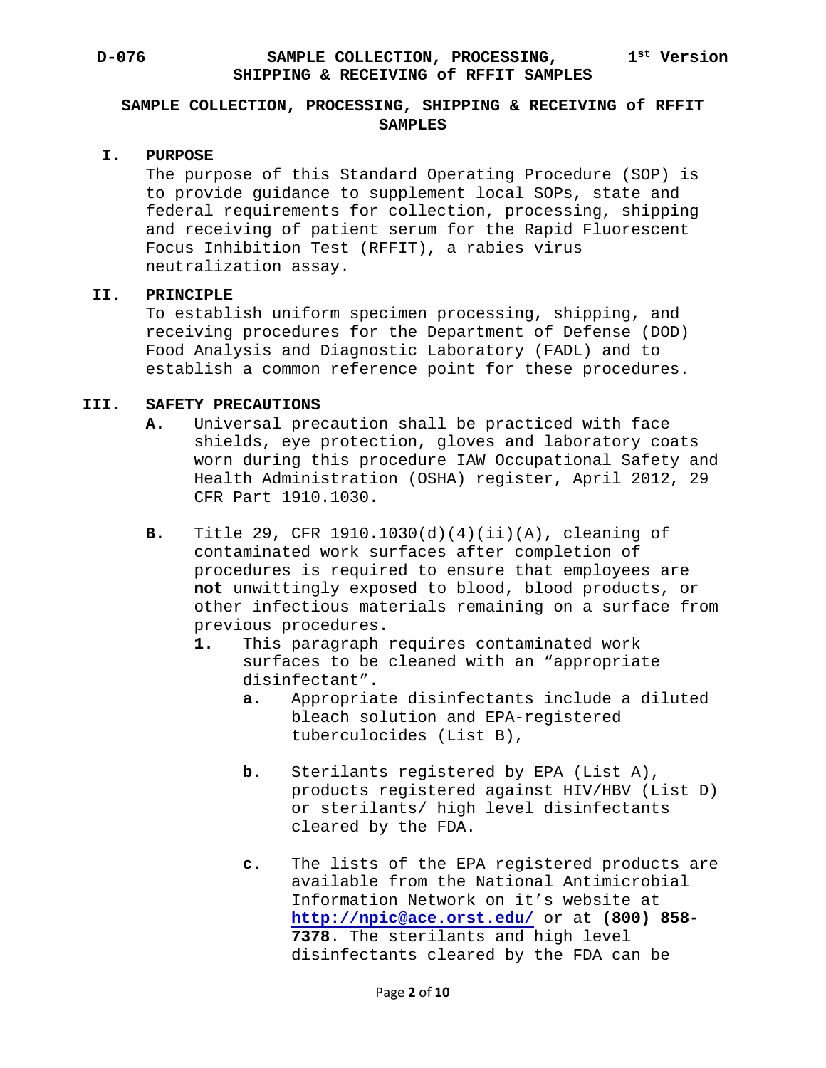# SAMPLE COLLECTION, PROCESSING, SHIPPING & RECEIVING of RFFIT SAMPLES

## I. PURPOSE

The purpose of this Standard Operating Procedure (SOP) is to provide guidance to supplement local SOPs, state and federal requirements for collection, processing, shipping and receiving of patient serum for the Rapid Fluorescent Focus Inhibition Test (RFFIT), a rabies virus neutralization assay.

## II. PRINCIPLE

To establish uniform specimen processing, shipping, and receiving procedures for the Department of Defense (DOD) Food Analysis and Diagnostic Laboratory (FADL) and to establish a common reference point for these procedures.

## III. SAFETY PRECAUTIONS

**A.** Universal precaution shall be practiced with face shields, eye protection, gloves and laboratory coats worn during this procedure IAW Occupational Safety and Health Administration (OSHA) register, April 2012, 29 CFR Part 1910.1030.

**B.** Title 29, CFR 1910.1030(d)(4)(ii)(A), cleaning of contaminated work surfaces after completion of procedures is required to ensure that employees are **not** unwittingly exposed to blood, blood products, or other infectious materials remaining on a surface from previous procedures.

**1.** This paragraph requires contaminated work surfaces to be cleaned with an "appropriate disinfectant".

**a.** Appropriate disinfectants include a diluted bleach solution and EPA-registered tuberculocides (List B),

**b.** Sterilants registered by EPA (List A), products registered against HIV/HBV (List D) or sterilants/ high level disinfectants cleared by the FDA.

**c.** The lists of the EPA registered products are available from the National Antimicrobial Information Network on it's website at [http://npic@ace.orst.edu/](http://npic@ace.orst.edu/) or at **(800) 858-7378**. The sterilants and high level disinfectants cleared by the FDA can be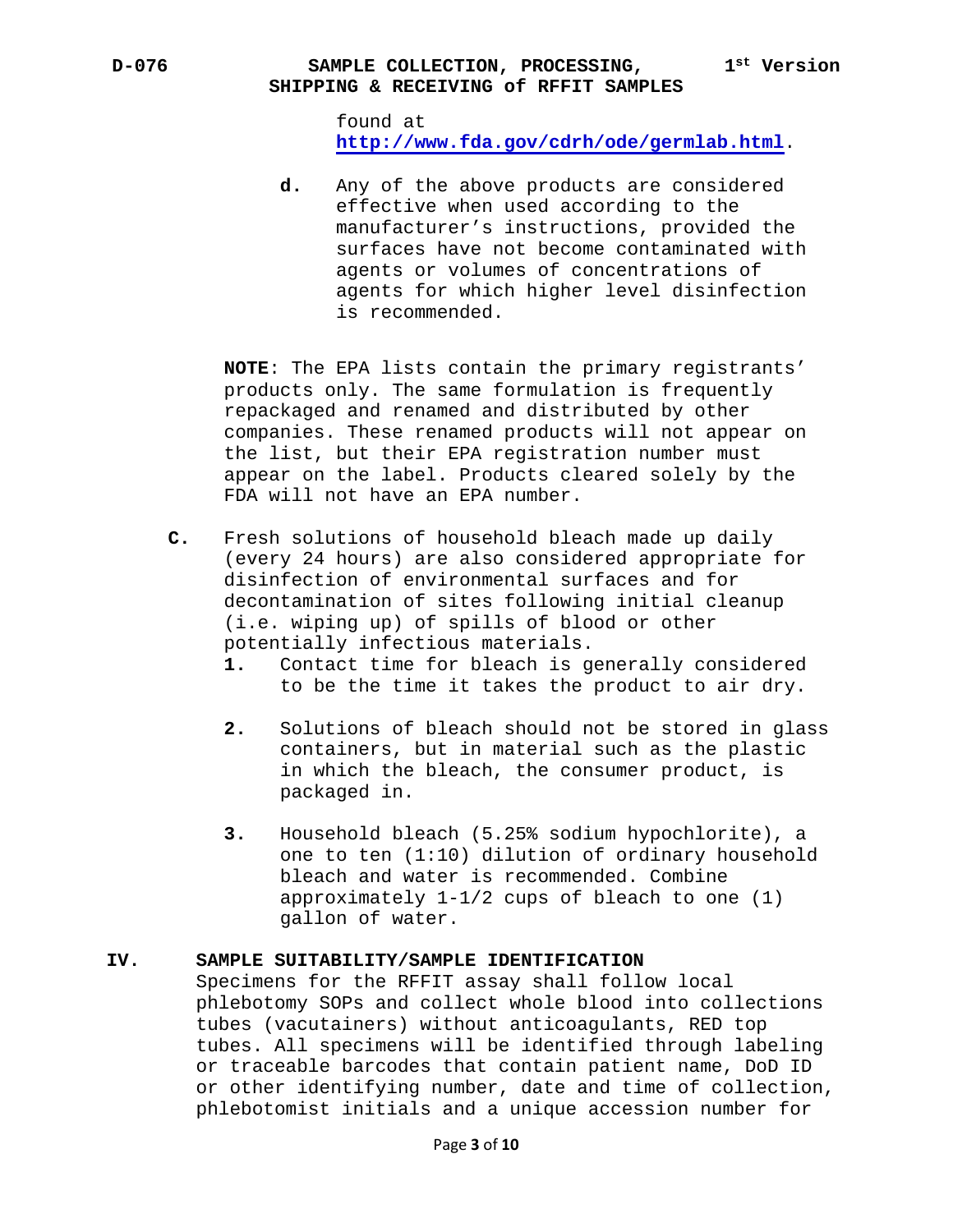found at **http://www.fda.gov/cdrh/ode/germlab.html**.

**d.** Any of the above products are considered effective when used according to the manufacturer's instructions, provided the surfaces have not become contaminated with agents or volumes of concentrations of agents for which higher level disinfection is recommended.

**NOTE**: The EPA lists contain the primary registrants' products only. The same formulation is frequently repackaged and renamed and distributed by other companies. These renamed products will not appear on the list, but their EPA registration number must appear on the label. Products cleared solely by the FDA will not have an EPA number.

**C.** Fresh solutions of household bleach made up daily (every 24 hours) are also considered appropriate for disinfection of environmental surfaces and for decontamination of sites following initial cleanup (i.e. wiping up) of spills of blood or other potentially infectious materials.

**1.** Contact time for bleach is generally considered to be the time it takes the product to air dry.

**2.** Solutions of bleach should not be stored in glass containers, but in material such as the plastic in which the bleach, the consumer product, is packaged in.

**3.** Household bleach (5.25% sodium hypochlorite), a one to ten (1:10) dilution of ordinary household bleach and water is recommended. Combine approximately 1-1/2 cups of bleach to one (1) gallon of water.

## IV. SAMPLE SUITABILITY/SAMPLE IDENTIFICATION

Specimens for the RFFIT assay shall follow local phlebotomy SOPs and collect whole blood into collections tubes (vacutainers) without anticoagulants, RED top tubes. All specimens will be identified through labeling or traceable barcodes that contain patient name, DoD ID or other identifying number, date and time of collection, phlebotomist initials and a unique accession number for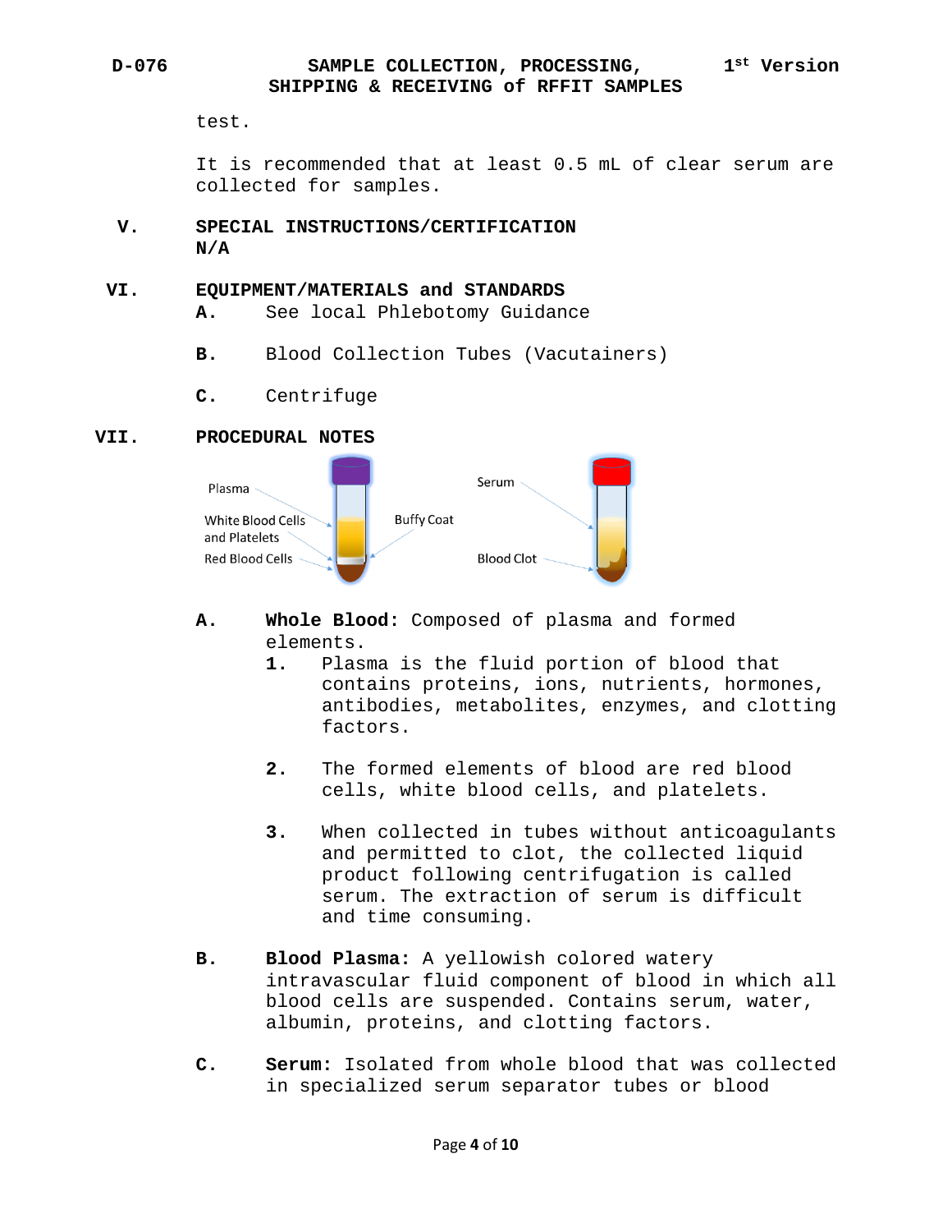test.

It is recommended that at least 0.5 mL of clear serum are collected for samples.

## V. SPECIAL INSTRUCTIONS/CERTIFICATION

**N/A**

## VI. EQUIPMENT/MATERIALS and STANDARDS

**A.** See local Phlebotomy Guidance

**B.** Blood Collection Tubes (Vacutainers)

**C.** Centrifuge

## VII. PROCEDURAL NOTES

**A. Whole Blood:** Composed of plasma and formed elements.

1. Plasma is the fluid portion of blood that contains proteins, ions, nutrients, hormones, antibodies, metabolites, enzymes, and clotting factors.

2. The formed elements of blood are red blood cells, white blood cells, and platelets.

3. When collected in tubes without anticoagulants and permitted to clot, the collected liquid product following centrifugation is called serum. The extraction of serum is difficult and time consuming.

**B. Blood Plasma:** A yellowish colored watery intravascular fluid component of blood in which all blood cells are suspended. Contains serum, water, albumin, proteins, and clotting factors.

**C. Serum:** Isolated from whole blood that was collected in specialized serum separator tubes or blood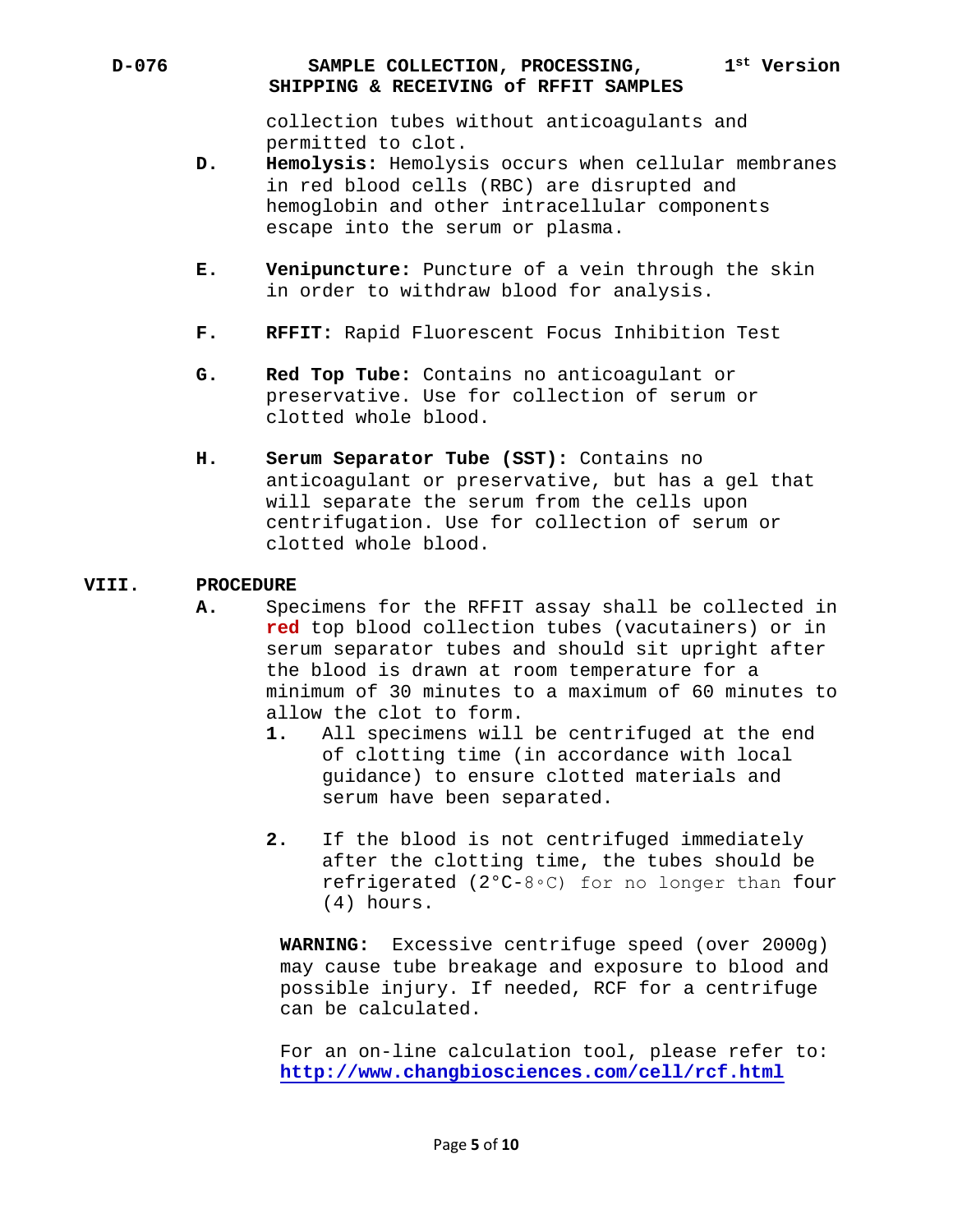collection tubes without anticoagulants and permitted to clot.

**D.** **Hemolysis:** Hemolysis occurs when cellular membranes in red blood cells (RBC) are disrupted and hemoglobin and other intracellular components escape into the serum or plasma.

**E.** **Venipuncture:** Puncture of a vein through the skin in order to withdraw blood for analysis.

**F.** **RFFIT:** Rapid Fluorescent Focus Inhibition Test

**G.** **Red Top Tube:** Contains no anticoagulant or preservative. Use for collection of serum or clotted whole blood.

**H.** **Serum Separator Tube (SST):** Contains no anticoagulant or preservative, but has a gel that will separate the serum from the cells upon centrifugation. Use for collection of serum or clotted whole blood.

## VIII. PROCEDURE

**A.** Specimens for the RFFIT assay shall be collected in **red** top blood collection tubes (vacutainers) or in serum separator tubes and should sit upright after the blood is drawn at room temperature for a minimum of 30 minutes to a maximum of 60 minutes to allow the clot to form.

1. All specimens will be centrifuged at the end of clotting time (in accordance with local guidance) to ensure clotted materials and serum have been separated.

2. If the blood is not centrifuged immediately after the clotting time, the tubes should be refrigerated (2°C-8°C) for no longer than four (4) hours.

**WARNING:** Excessive centrifuge speed (over 2000g) may cause tube breakage and exposure to blood and possible injury. If needed, RCF for a centrifuge can be calculated.

For an on-line calculation tool, please refer to: **http://www.changbiosciences.com/cell/rcf.html**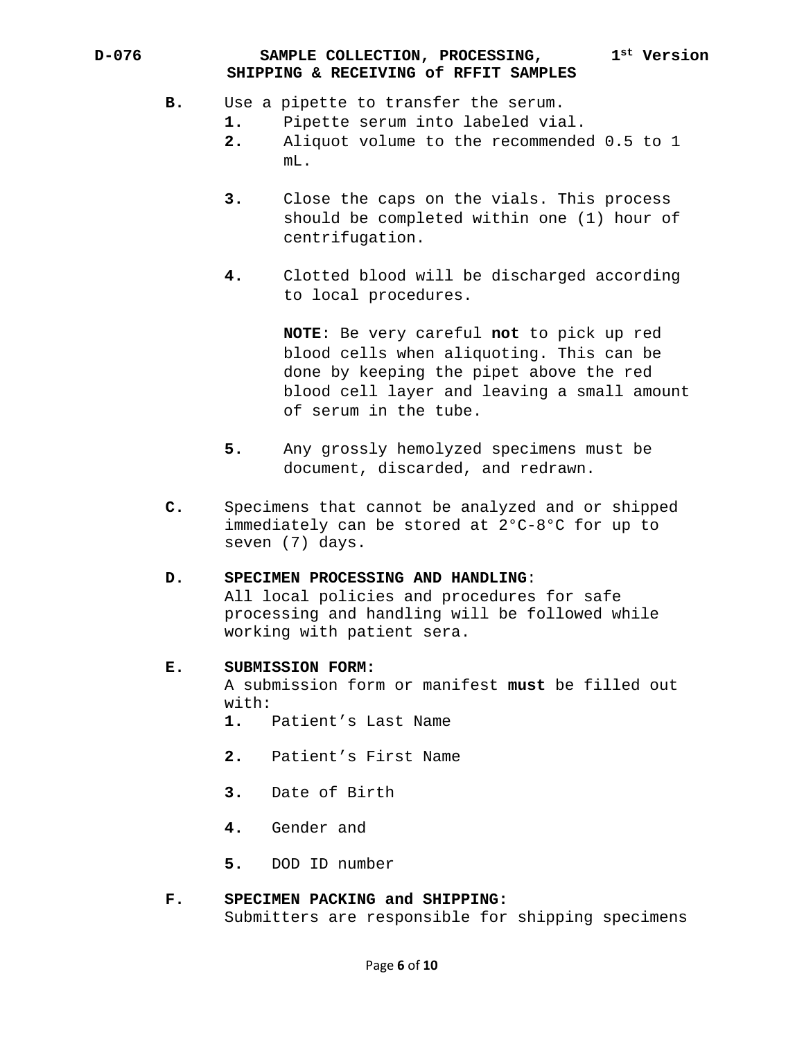**B.** Use a pipette to transfer the serum.

1. Pipette serum into labeled vial.
2. Aliquot volume to the recommended 0.5 to 1 mL.
3. Close the caps on the vials. This process should be completed within one (1) hour of centrifugation.
4. Clotted blood will be discharged according to local procedures.

   **NOTE**: Be very careful **not** to pick up red blood cells when aliquoting. This can be done by keeping the pipet above the red blood cell layer and leaving a small amount of serum in the tube.

5. Any grossly hemolyzed specimens must be document, discarded, and redrawn.

**C.** Specimens that cannot be analyzed and or shipped immediately can be stored at 2°C-8°C for up to seven (7) days.

**D. SPECIMEN PROCESSING AND HANDLING**:
All local policies and procedures for safe processing and handling will be followed while working with patient sera.

**E. SUBMISSION FORM:**
A submission form or manifest **must** be filled out with:

1. Patient's Last Name
2. Patient's First Name
3. Date of Birth
4. Gender and
5. DOD ID number

**F. SPECIMEN PACKING and SHIPPING:**
Submitters are responsible for shipping specimens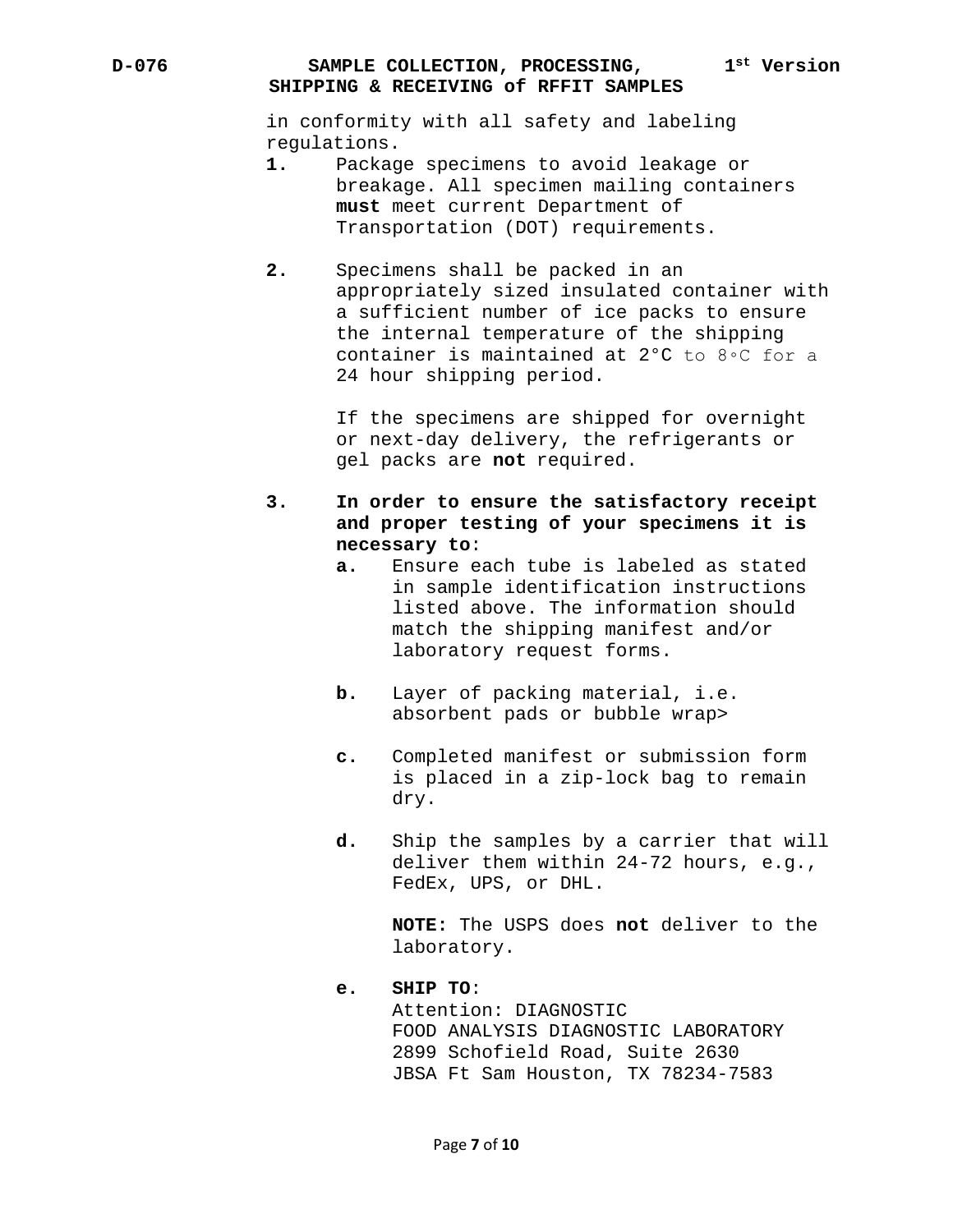in conformity with all safety and labeling regulations.

1. Package specimens to avoid leakage or breakage. All specimen mailing containers **must** meet current Department of Transportation (DOT) requirements.

2. Specimens shall be packed in an appropriately sized insulated container with a sufficient number of ice packs to ensure the internal temperature of the shipping container is maintained at 2°C to 8∘C for a 24 hour shipping period.

   If the specimens are shipped for overnight or next-day delivery, the refrigerants or gel packs are **not** required.

3. **In order to ensure the satisfactory receipt and proper testing of your specimens it is necessary to**:

   **a.** Ensure each tube is labeled as stated in sample identification instructions listed above. The information should match the shipping manifest and/or laboratory request forms.

   **b.** Layer of packing material, i.e. absorbent pads or bubble wrap>

   **c.** Completed manifest or submission form is placed in a zip-lock bag to remain dry.

   **d.** Ship the samples by a carrier that will deliver them within 24-72 hours, e.g., FedEx, UPS, or DHL.

   **NOTE:** The USPS does **not** deliver to the laboratory.

   **e.** **SHIP TO**:
   Attention: DIAGNOSTIC
   FOOD ANALYSIS DIAGNOSTIC LABORATORY
   2899 Schofield Road, Suite 2630
   JBSA Ft Sam Houston, TX 78234-7583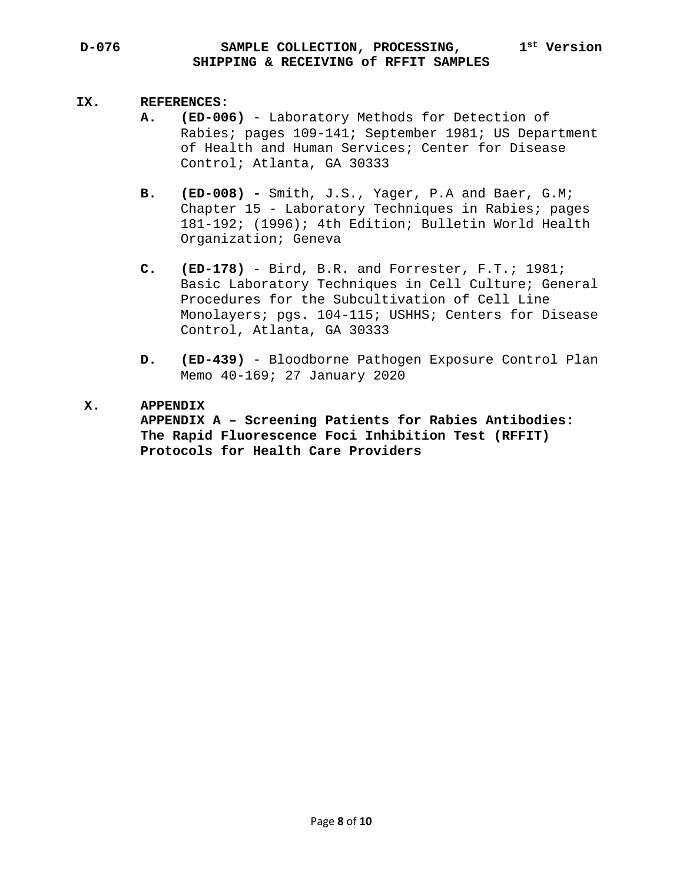## IX. REFERENCES:

**A.** **(ED-006)** - Laboratory Methods for Detection of Rabies; pages 109-141; September 1981; US Department of Health and Human Services; Center for Disease Control; Atlanta, GA 30333

**B.** **(ED-008) -** Smith, J.S., Yager, P.A and Baer, G.M; Chapter 15 - Laboratory Techniques in Rabies; pages 181-192; (1996); 4th Edition; Bulletin World Health Organization; Geneva

**C.** **(ED-178)** - Bird, B.R. and Forrester, F.T.; 1981; Basic Laboratory Techniques in Cell Culture; General Procedures for the Subcultivation of Cell Line Monolayers; pgs. 104-115; USHHS; Centers for Disease Control, Atlanta, GA 30333

**D.** **(ED-439)** - Bloodborne Pathogen Exposure Control Plan Memo 40-169; 27 January 2020

## X. APPENDIX

**APPENDIX A – Screening Patients for Rabies Antibodies: The Rapid Fluorescence Foci Inhibition Test (RFFIT) Protocols for Health Care Providers**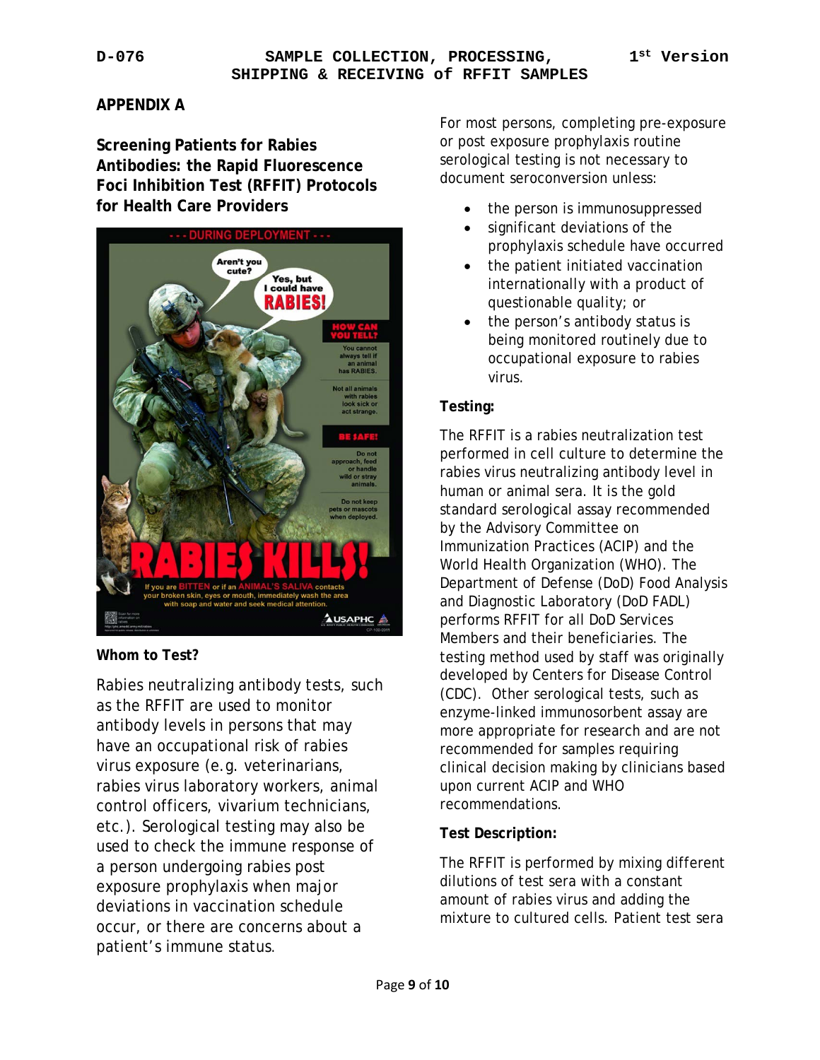## APPENDIX A

### Screening Patients for Rabies Antibodies: the Rapid Fluorescence Foci Inhibition Test (RFFIT) Protocols for Health Care Providers

**Whom to Test?**

Rabies neutralizing antibody tests, such as the RFFIT are used to monitor antibody levels in persons that may have an occupational risk of rabies virus exposure (e.g. veterinarians, rabies virus laboratory workers, animal control officers, vivarium technicians, etc.). Serological testing may also be used to check the immune response of a person undergoing rabies post exposure prophylaxis when major deviations in vaccination schedule occur, or there are concerns about a patient's immune status.

For most persons, completing pre-exposure or post exposure prophylaxis routine serological testing is not necessary to document seroconversion unless:

- the person is immunosuppressed
- significant deviations of the prophylaxis schedule have occurred
- the patient initiated vaccination internationally with a product of questionable quality; or
- the person's antibody status is being monitored routinely due to occupational exposure to rabies virus.

**Testing:**

The RFFIT is a rabies neutralization test performed in cell culture to determine the rabies virus neutralizing antibody level in human or animal sera. It is the gold standard serological assay recommended by the Advisory Committee on Immunization Practices (ACIP) and the World Health Organization (WHO). The Department of Defense (DoD) Food Analysis and Diagnostic Laboratory (DoD FADL) performs RFFIT for all DoD Services Members and their beneficiaries. The testing method used by staff was originally developed by Centers for Disease Control (CDC). Other serological tests, such as enzyme-linked immunosorbent assay are more appropriate for research and are not recommended for samples requiring clinical decision making by clinicians based upon current ACIP and WHO recommendations.

**Test Description:**

The RFFIT is performed by mixing different dilutions of test sera with a constant amount of rabies virus and adding the mixture to cultured cells. Patient test sera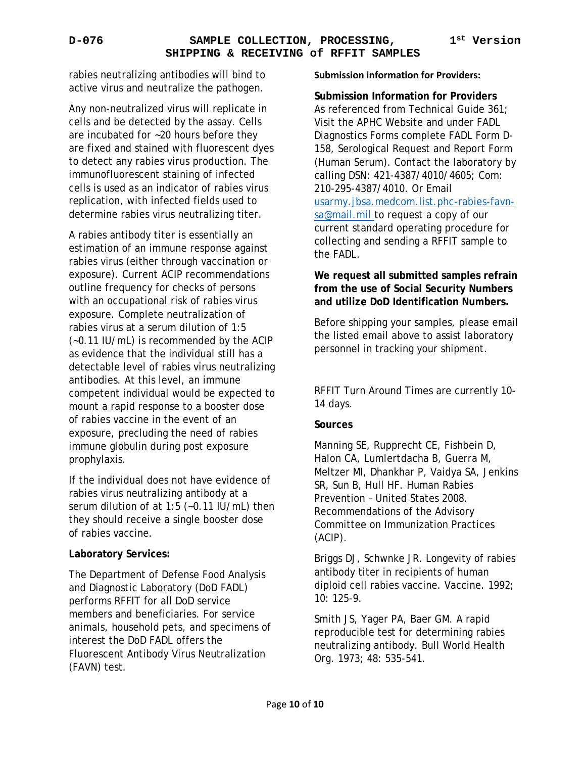rabies neutralizing antibodies will bind to active virus and neutralize the pathogen.

Any non-neutralized virus will replicate in cells and be detected by the assay. Cells are incubated for ~20 hours before they are fixed and stained with fluorescent dyes to detect any rabies virus production. The immunofluorescent staining of infected cells is used as an indicator of rabies virus replication, with infected fields used to determine rabies virus neutralizing titer.

A rabies antibody titer is essentially an estimation of an immune response against rabies virus (either through vaccination or exposure). Current ACIP recommendations outline frequency for checks of persons with an occupational risk of rabies virus exposure. Complete neutralization of rabies virus at a serum dilution of 1:5 (~0.11 IU/mL) is recommended by the ACIP as evidence that the individual still has a detectable level of rabies virus neutralizing antibodies. At this level, an immune competent individual would be expected to mount a rapid response to a booster dose of rabies vaccine in the event of an exposure, precluding the need of rabies immune globulin during post exposure prophylaxis.

If the individual does not have evidence of rabies virus neutralizing antibody at a serum dilution of at 1:5 (~0.11 IU/mL) then they should receive a single booster dose of rabies vaccine.

**Laboratory Services:**

The Department of Defense Food Analysis and Diagnostic Laboratory (DoD FADL) performs RFFIT for all DoD service members and beneficiaries. For service animals, household pets, and specimens of interest the DoD FADL offers the Fluorescent Antibody Virus Neutralization (FAVN) test.

**Submission information for Providers:**

**Submission Information for Providers**
As referenced from Technical Guide 361; Visit the APHC Website and under FADL Diagnostics Forms complete FADL Form D-158, Serological Request and Report Form (Human Serum). Contact the laboratory by calling DSN: 421-4387/4010/4605; Com: 210-295-4387/4010. Or Email usarmy.jbsa.medcom.list.phc-rabies-favn-sa@mail.mil to request a copy of our current standard operating procedure for collecting and sending a RFFIT sample to the FADL.

**We request all submitted samples refrain from the use of Social Security Numbers and utilize DoD Identification Numbers.**

Before shipping your samples, please email the listed email above to assist laboratory personnel in tracking your shipment.

RFFIT Turn Around Times are currently 10-14 days.

**Sources**

Manning SE, Rupprecht CE, Fishbein D, Halon CA, Lumlertdacha B, Guerra M, Meltzer MI, Dhankhar P, Vaidya SA, Jenkins SR, Sun B, Hull HF. Human Rabies Prevention – United States 2008. Recommendations of the Advisory Committee on Immunization Practices (ACIP).

Briggs DJ, Schwnke JR. Longevity of rabies antibody titer in recipients of human diploid cell rabies vaccine. Vaccine. 1992; 10: 125-9.

Smith JS, Yager PA, Baer GM. A rapid reproducible test for determining rabies neutralizing antibody. Bull World Health Org. 1973; 48: 535-541.